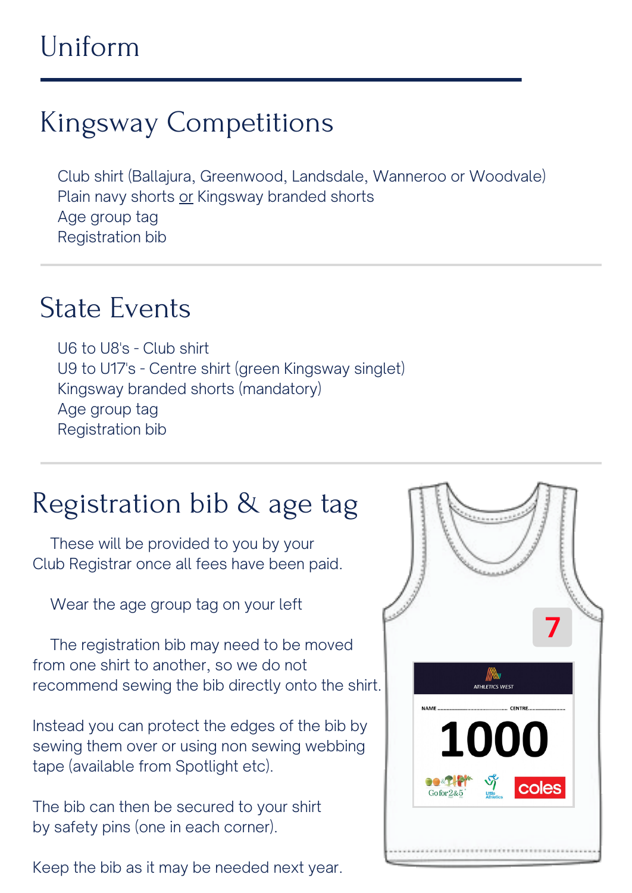# Uniform

## Kingsway Competitions

Club shirt (Ballajura, Greenwood, Landsdale, Wanneroo or Woodvale)
Plain navy shorts <u>or</u> Kingsway branded shorts
Age group tag
Registration bib

## State Events

U6 to U8's - Club shirt
U9 to U17's - Centre shirt (green Kingsway singlet)
Kingsway branded shorts (mandatory)
Age group tag
Registration bib

## Registration bib & age tag

These will be provided to you by your Club Registrar once all fees have been paid.

Wear the age group tag on your left

The registration bib may need to be moved from one shirt to another, so we do not recommend sewing the bib directly onto the shirt.

Instead you can protect the edges of the bib by sewing them over or using non sewing webbing tape (available from Spotlight etc).

The bib can then be secured to your shirt by safety pins (one in each corner).

Keep the bib as it may be needed next year.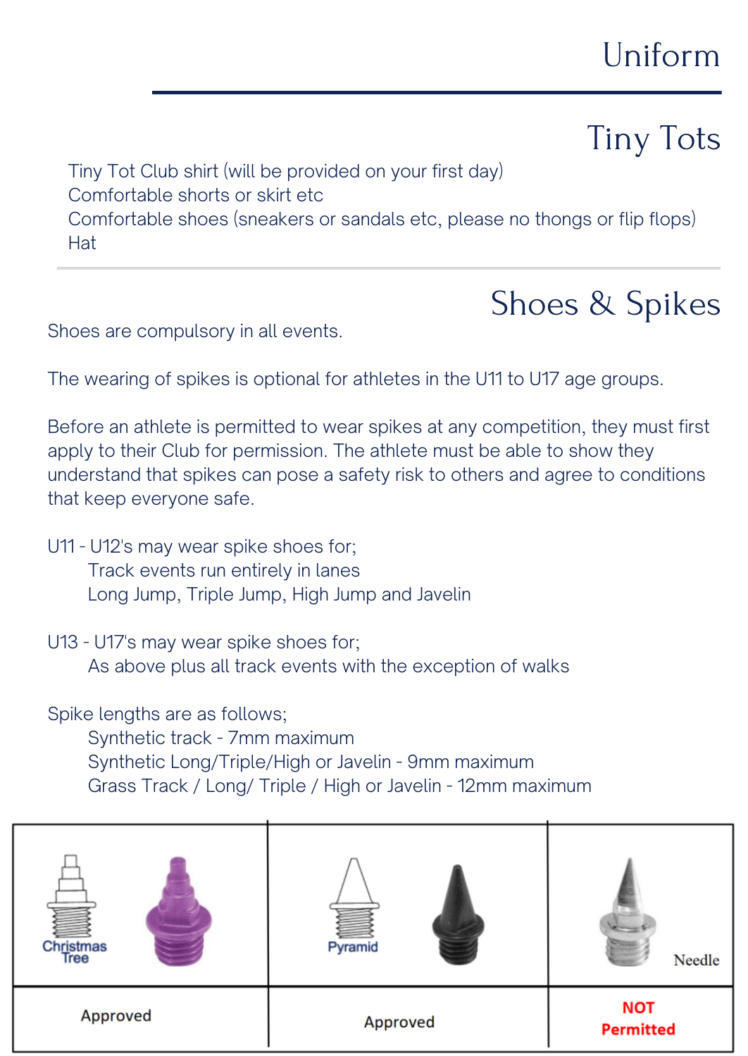# Uniform

## Tiny Tots

Tiny Tot Club shirt (will be provided on your first day)
Comfortable shorts or skirt etc
Comfortable shoes (sneakers or sandals etc, please no thongs or flip flops)
Hat

## Shoes & Spikes

Shoes are compulsory in all events.

The wearing of spikes is optional for athletes in the U11 to U17 age groups.

Before an athlete is permitted to wear spikes at any competition, they must first apply to their Club for permission. The athlete must be able to show they understand that spikes can pose a safety risk to others and agree to conditions that keep everyone safe.

U11 - U12's may wear spike shoes for;
- Track events run entirely in lanes
- Long Jump, Triple Jump, High Jump and Javelin

U13 - U17's may wear spike shoes for;
- As above plus all track events with the exception of walks

Spike lengths are as follows;
- Synthetic track - 7mm maximum
- Synthetic Long/Triple/High or Javelin - 9mm maximum
- Grass Track / Long/ Triple / High or Javelin - 12mm maximum

| | | |
|---|---|---|
| Christmas Tree | Pyramid | Needle |
| Approved | Approved | **NOT Permitted** |